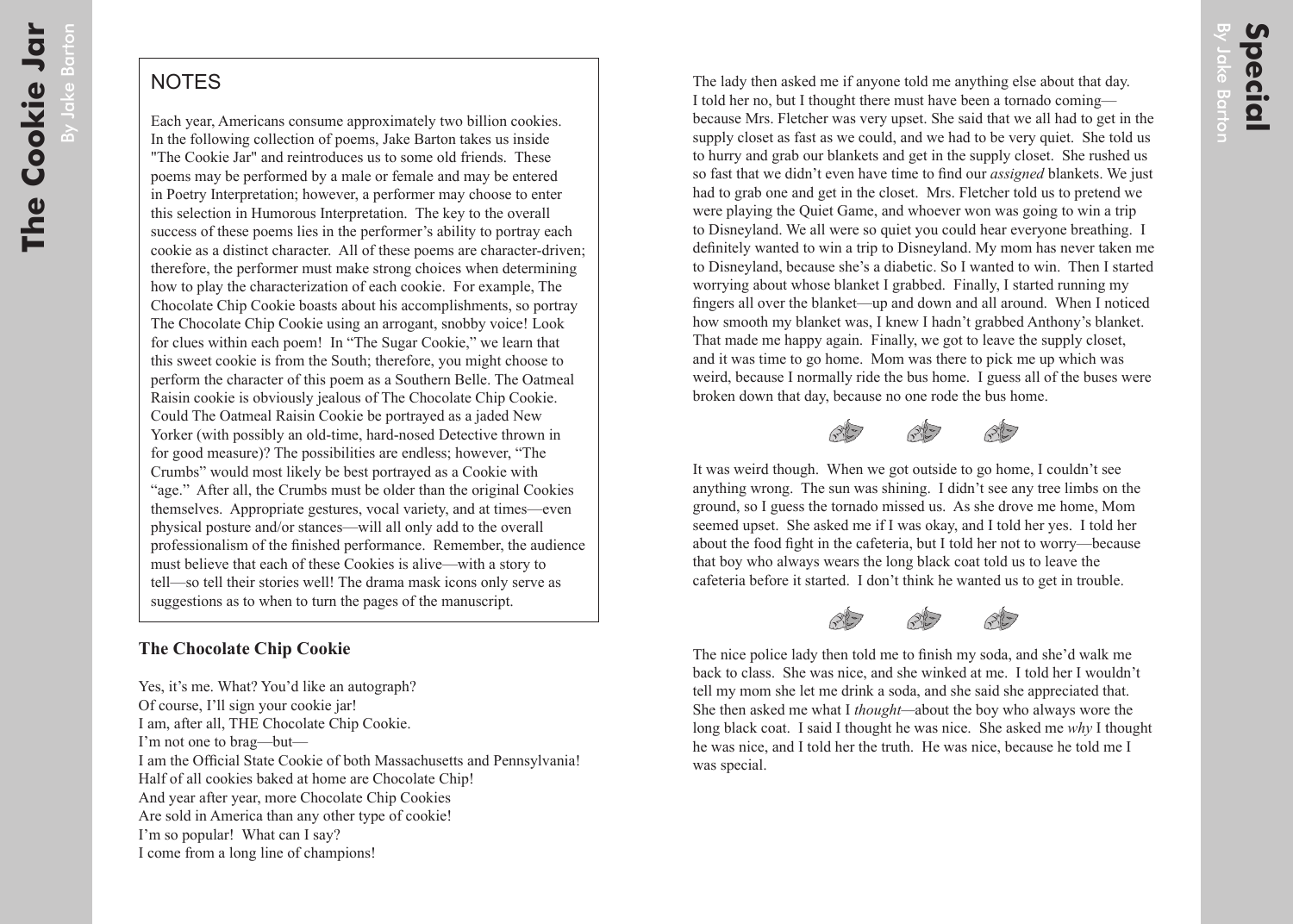## NOTES

Each year, Americans consume approximately two billion cookies. In the following collection of poems, Jake Barton takes us inside "The Cookie Jar" and reintroduces us to some old friends. These poems may be performed by a male or female and may be entered in Poetry Interpretation; however, a performer may choose to enter this selection in Humorous Interpretation. The key to the overall success of these poems lies in the performer's ability to portray each cookie as a distinct character. All of these poems are character-driven; therefore, the performer must make strong choices when determining how to play the characterization of each cookie. For example, The Chocolate Chip Cookie boasts about his accomplishments, so portray The Chocolate Chip Cookie using an arrogant, snobby voice! Look for clues within each poem! In "The Sugar Cookie," we learn that this sweet cookie is from the South; therefore, you might choose to perform the character of this poem as a Southern Belle. The Oatmeal Raisin cookie is obviously jealous of The Chocolate Chip Cookie. Could The Oatmeal Raisin Cookie be portrayed as a jaded New Yorker (with possibly an old-time, hard-nosed Detective thrown in for good measure)? The possibilities are endless; however, "The Crumbs" would most likely be best portrayed as a Cookie with "age." After all, the Crumbs must be older than the original Cookies themselves. Appropriate gestures, vocal variety, and at times—even physical posture and/or stances—will all only add to the overall professionalism of the finished performance. Remember, the audience must believe that each of these Cookies is alive—with a story to tell—so tell their stories well! The drama mask icons only serve as suggestions as to when to turn the pages of the manuscript.

### The Chocolate Chip Cookie

Yes, it's me. What? You'd like an autograph?
Of course, I'll sign your cookie jar!
I am, after all, THE Chocolate Chip Cookie.
I'm not one to brag—but—
I am the Official State Cookie of both Massachusetts and Pennsylvania!
Half of all cookies baked at home are Chocolate Chip!
And year after year, more Chocolate Chip Cookies
Are sold in America than any other type of cookie!
I'm so popular! What can I say?
I come from a long line of champions!

The lady then asked me if anyone told me anything else about that day. I told her no, but I thought there must have been a tornado coming—because Mrs. Fletcher was very upset. She said that we all had to get in the supply closet as fast as we could, and we had to be very quiet. She told us to hurry and grab our blankets and get in the supply closet. She rushed us so fast that we didn't even have time to find our *assigned* blankets. We just had to grab one and get in the closet. Mrs. Fletcher told us to pretend we were playing the Quiet Game, and whoever won was going to win a trip to Disneyland. We all were so quiet you could hear everyone breathing. I definitely wanted to win a trip to Disneyland. My mom has never taken me to Disneyland, because she's a diabetic. So I wanted to win. Then I started worrying about whose blanket I grabbed. Finally, I started running my fingers all over the blanket—up and down and all around. When I noticed how smooth my blanket was, I knew I hadn't grabbed Anthony's blanket. That made me happy again. Finally, we got to leave the supply closet, and it was time to go home. Mom was there to pick me up which was weird, because I normally ride the bus home. I guess all of the buses were broken down that day, because no one rode the bus home.

It was weird though. When we got outside to go home, I couldn't see anything wrong. The sun was shining. I didn't see any tree limbs on the ground, so I guess the tornado missed us. As she drove me home, Mom seemed upset. She asked me if I was okay, and I told her yes. I told her about the food fight in the cafeteria, but I told her not to worry—because that boy who always wears the long black coat told us to leave the cafeteria before it started. I don't think he wanted us to get in trouble.

The nice police lady then told me to finish my soda, and she'd walk me back to class. She was nice, and she winked at me. I told her I wouldn't tell my mom she let me drink a soda, and she said she appreciated that. She then asked me what I *thought*—about the boy who always wore the long black coat. I said I thought he was nice. She asked me *why* I thought he was nice, and I told her the truth. He was nice, because he told me I was special.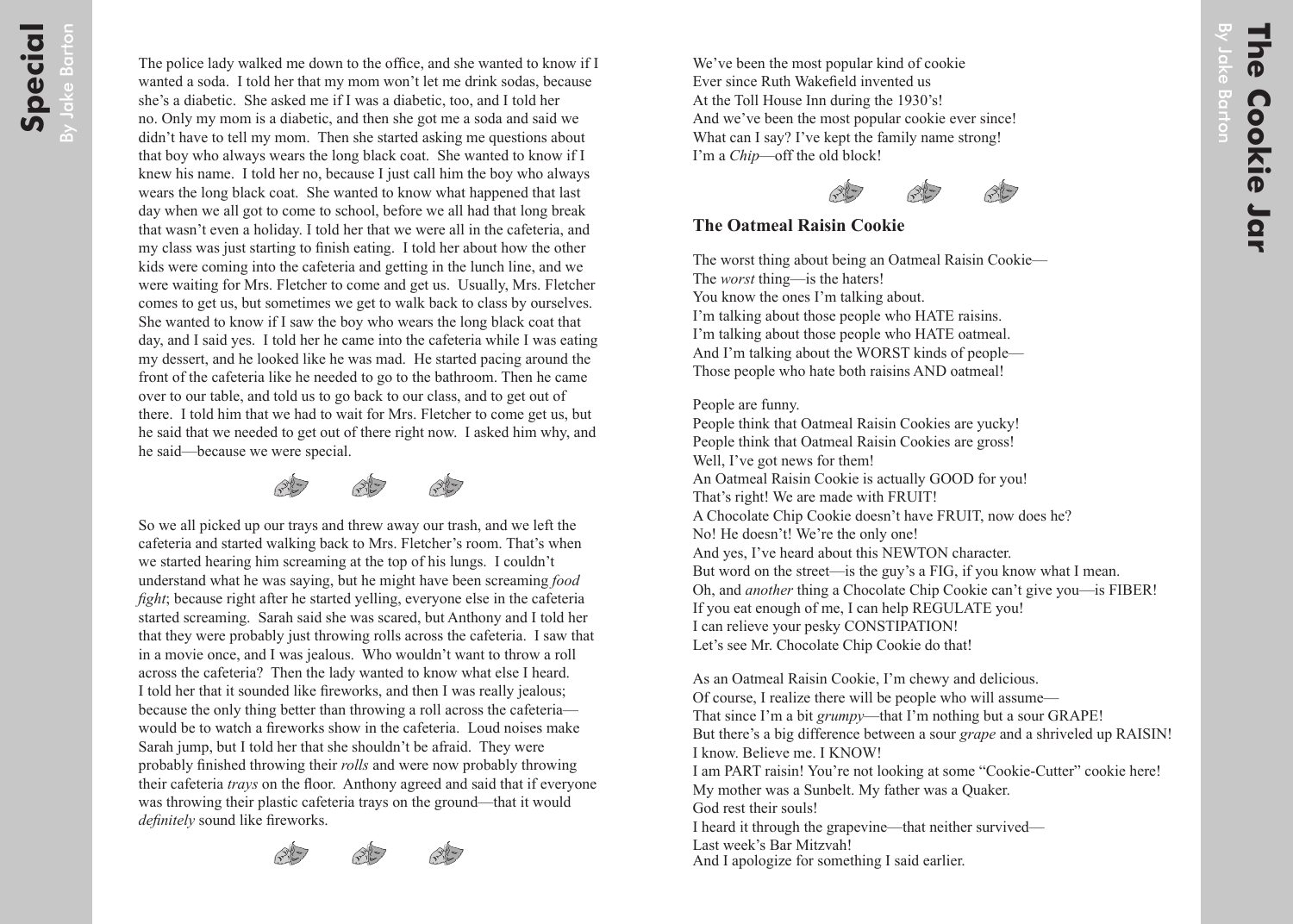The police lady walked me down to the office, and she wanted to know if I wanted a soda. I told her that my mom won't let me drink sodas, because she's a diabetic. She asked me if I was a diabetic, too, and I told her no. Only my mom is a diabetic, and then she got me a soda and said we didn't have to tell my mom. Then she started asking me questions about that boy who always wears the long black coat. She wanted to know if I knew his name. I told her no, because I just call him the boy who always wears the long black coat. She wanted to know what happened that last day when we all got to come to school, before we all had that long break that wasn't even a holiday. I told her that we were all in the cafeteria, and my class was just starting to finish eating. I told her about how the other kids were coming into the cafeteria and getting in the lunch line, and we were waiting for Mrs. Fletcher to come and get us. Usually, Mrs. Fletcher comes to get us, but sometimes we get to walk back to class by ourselves. She wanted to know if I saw the boy who wears the long black coat that day, and I said yes. I told her he came into the cafeteria while I was eating my dessert, and he looked like he was mad. He started pacing around the front of the cafeteria like he needed to go to the bathroom. Then he came over to our table, and told us to go back to our class, and to get out of there. I told him that we had to wait for Mrs. Fletcher to come get us, but he said that we needed to get out of there right now. I asked him why, and he said—because we were special.

So we all picked up our trays and threw away our trash, and we left the cafeteria and started walking back to Mrs. Fletcher's room. That's when we started hearing him screaming at the top of his lungs. I couldn't understand what he was saying, but he might have been screaming *food fight*; because right after he started yelling, everyone else in the cafeteria started screaming. Sarah said she was scared, but Anthony and I told her that they were probably just throwing rolls across the cafeteria. I saw that in a movie once, and I was jealous. Who wouldn't want to throw a roll across the cafeteria? Then the lady wanted to know what else I heard. I told her that it sounded like fireworks, and then I was really jealous; because the only thing better than throwing a roll across the cafeteria—would be to watch a fireworks show in the cafeteria. Loud noises make Sarah jump, but I told her that she shouldn't be afraid. They were probably finished throwing their *rolls* and were now probably throwing their cafeteria *trays* on the floor. Anthony agreed and said that if everyone was throwing their plastic cafeteria trays on the ground—that it would *definitely* sound like fireworks.

We've been the most popular kind of cookie
Ever since Ruth Wakefield invented us
At the Toll House Inn during the 1930's!
And we've been the most popular cookie ever since!
What can I say? I've kept the family name strong!
I'm a *Chip*—off the old block!

### The Oatmeal Raisin Cookie

The worst thing about being an Oatmeal Raisin Cookie—
The *worst* thing—is the haters!
You know the ones I'm talking about.
I'm talking about those people who HATE raisins.
I'm talking about those people who HATE oatmeal.
And I'm talking about the WORST kinds of people—
Those people who hate both raisins AND oatmeal!

People are funny.
People think that Oatmeal Raisin Cookies are yucky!
People think that Oatmeal Raisin Cookies are gross!
Well, I've got news for them!
An Oatmeal Raisin Cookie is actually GOOD for you!
That's right! We are made with FRUIT!
A Chocolate Chip Cookie doesn't have FRUIT, now does he?
No! He doesn't! We're the only one!
And yes, I've heard about this NEWTON character.
But word on the street—is the guy's a FIG, if you know what I mean.
Oh, and *another* thing a Chocolate Chip Cookie can't give you—is FIBER!
If you eat enough of me, I can help REGULATE you!
I can relieve your pesky CONSTIPATION!
Let's see Mr. Chocolate Chip Cookie do that!

As an Oatmeal Raisin Cookie, I'm chewy and delicious.
Of course, I realize there will be people who will assume—
That since I'm a bit *grumpy*—that I'm nothing but a sour GRAPE!
But there's a big difference between a sour *grape* and a shriveled up RAISIN!
I know. Believe me. I KNOW!
I am PART raisin! You're not looking at some "Cookie-Cutter" cookie here!
My mother was a Sunbelt. My father was a Quaker.
God rest their souls!
I heard it through the grapevine—that neither survived—
Last week's Bar Mitzvah!
And I apologize for something I said earlier.